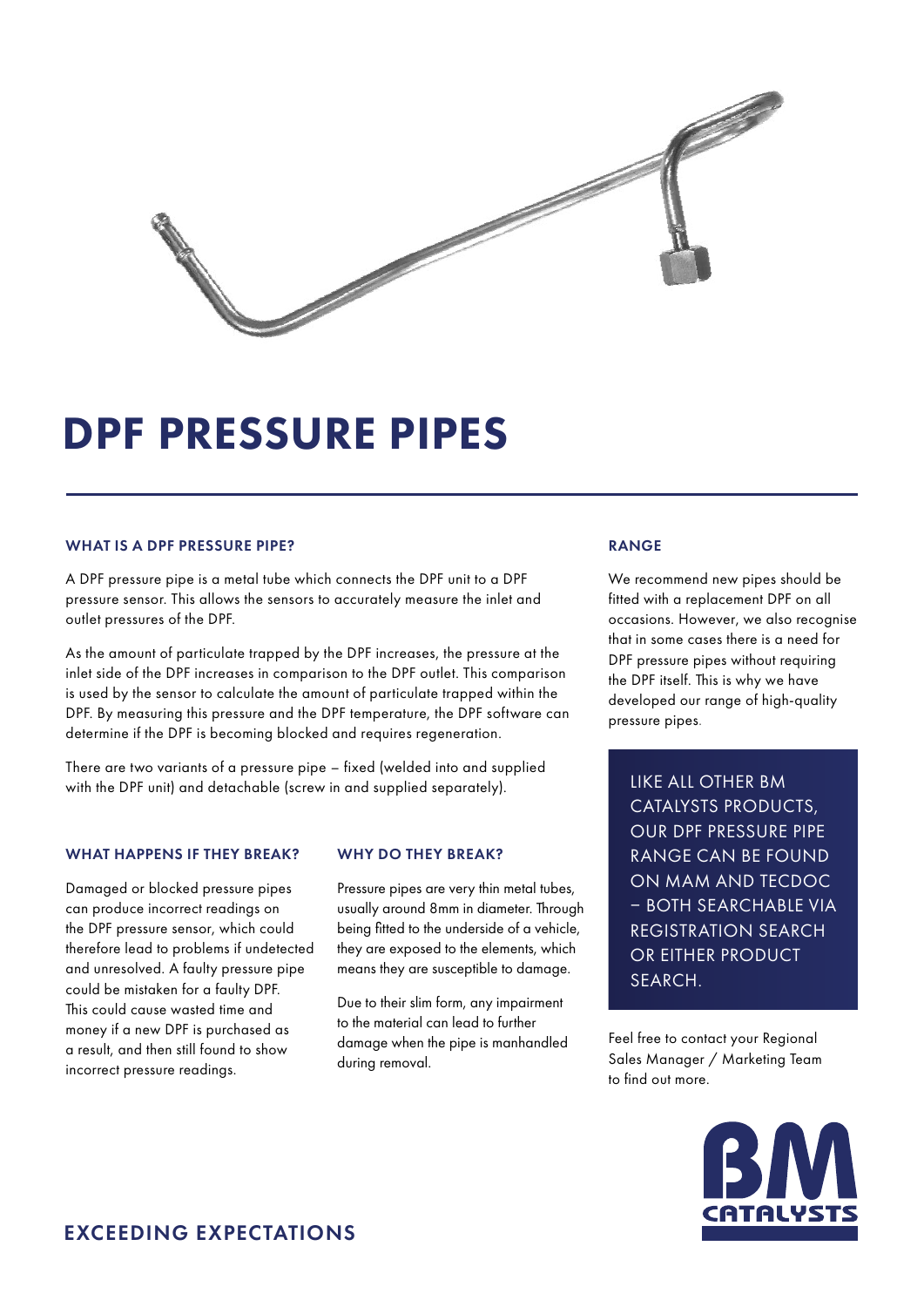# DPF PRESSURE PIPES

### WHAT IS A DPF PRESSURE PIPE?

A DPF pressure pipe is a metal tube which connects the DPF unit to a DPF pressure sensor. This allows the sensors to accurately measure the inlet and outlet pressures of the DPF.

As the amount of particulate trapped by the DPF increases, the pressure at the inlet side of the DPF increases in comparison to the DPF outlet. This comparison is used by the sensor to calculate the amount of particulate trapped within the DPF. By measuring this pressure and the DPF temperature, the DPF software can determine if the DPF is becoming blocked and requires regeneration.

There are two variants of a pressure pipe – fixed (welded into and supplied with the DPF unit) and detachable (screw in and supplied separately).

### WHAT HAPPENS IF THEY BREAK?

Damaged or blocked pressure pipes can produce incorrect readings on the DPF pressure sensor, which could therefore lead to problems if undetected and unresolved. A faulty pressure pipe could be mistaken for a faulty DPF. This could cause wasted time and money if a new DPF is purchased as a result, and then still found to show incorrect pressure readings.

### WHY DO THEY BREAK?

Pressure pipes are very thin metal tubes, usually around 8mm in diameter. Through being fitted to the underside of a vehicle, they are exposed to the elements, which means they are susceptible to damage.

Due to their slim form, any impairment to the material can lead to further damage when the pipe is manhandled during removal.

### RANGE

We recommend new pipes should be fitted with a replacement DPF on all occasions. However, we also recognise that in some cases there is a need for DPF pressure pipes without requiring the DPF itself. This is why we have developed our range of high-quality pressure pipes.

LIKE ALL OTHER BM CATALYSTS PRODUCTS, OUR DPF PRESSURE PIPE RANGE CAN BE FOUND ON MAM AND TECDOC – BOTH SEARCHABLE VIA REGISTRATION SEARCH OR EITHER PRODUCT SEARCH.

Feel free to contact your Regional Sales Manager / Marketing Team to find out more.

BM CATALYSTS

EXCEEDING EXPECTATIONS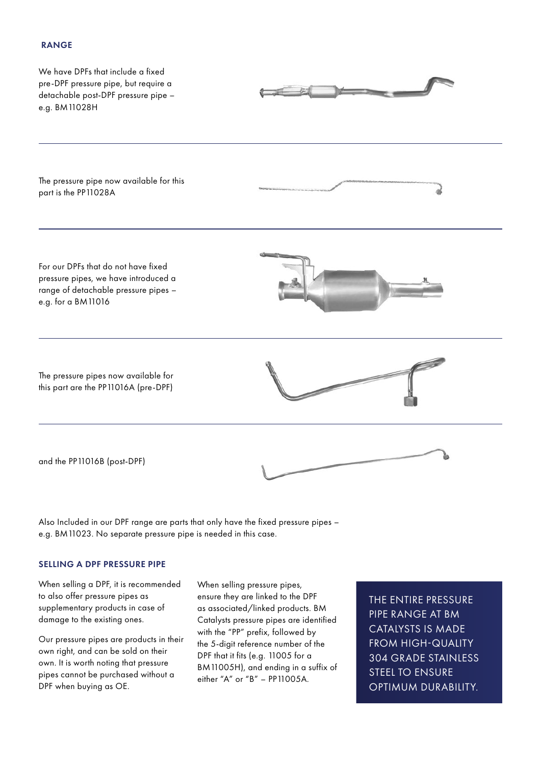## RANGE

We have DPFs that include a fixed pre-DPF pressure pipe, but require a detachable post-DPF pressure pipe – e.g. BM11028H

The pressure pipe now available for this part is the PP11028A

For our DPFs that do not have fixed pressure pipes, we have introduced a range of detachable pressure pipes – e.g. for a BM11016

The pressure pipes now available for this part are the PP11016A (pre-DPF)

and the PP11016B (post-DPF)

Also Included in our DPF range are parts that only have the fixed pressure pipes – e.g. BM11023. No separate pressure pipe is needed in this case.

### SELLING A DPF PRESSURE PIPE

When selling a DPF, it is recommended to also offer pressure pipes as supplementary products in case of damage to the existing ones.

Our pressure pipes are products in their own right, and can be sold on their own. It is worth noting that pressure pipes cannot be purchased without a DPF when buying as OE.

When selling pressure pipes, ensure they are linked to the DPF as associated/linked products. BM Catalysts pressure pipes are identified with the "PP" prefix, followed by the 5-digit reference number of the DPF that it fits (e.g. 11005 for a BM11005H), and ending in a suffix of either "A" or "B" – PP11005A.

THE ENTIRE PRESSURE PIPE RANGE AT BM CATALYSTS IS MADE FROM HIGH-QUALITY 304 GRADE STAINLESS STEEL TO ENSURE OPTIMUM DURABILITY.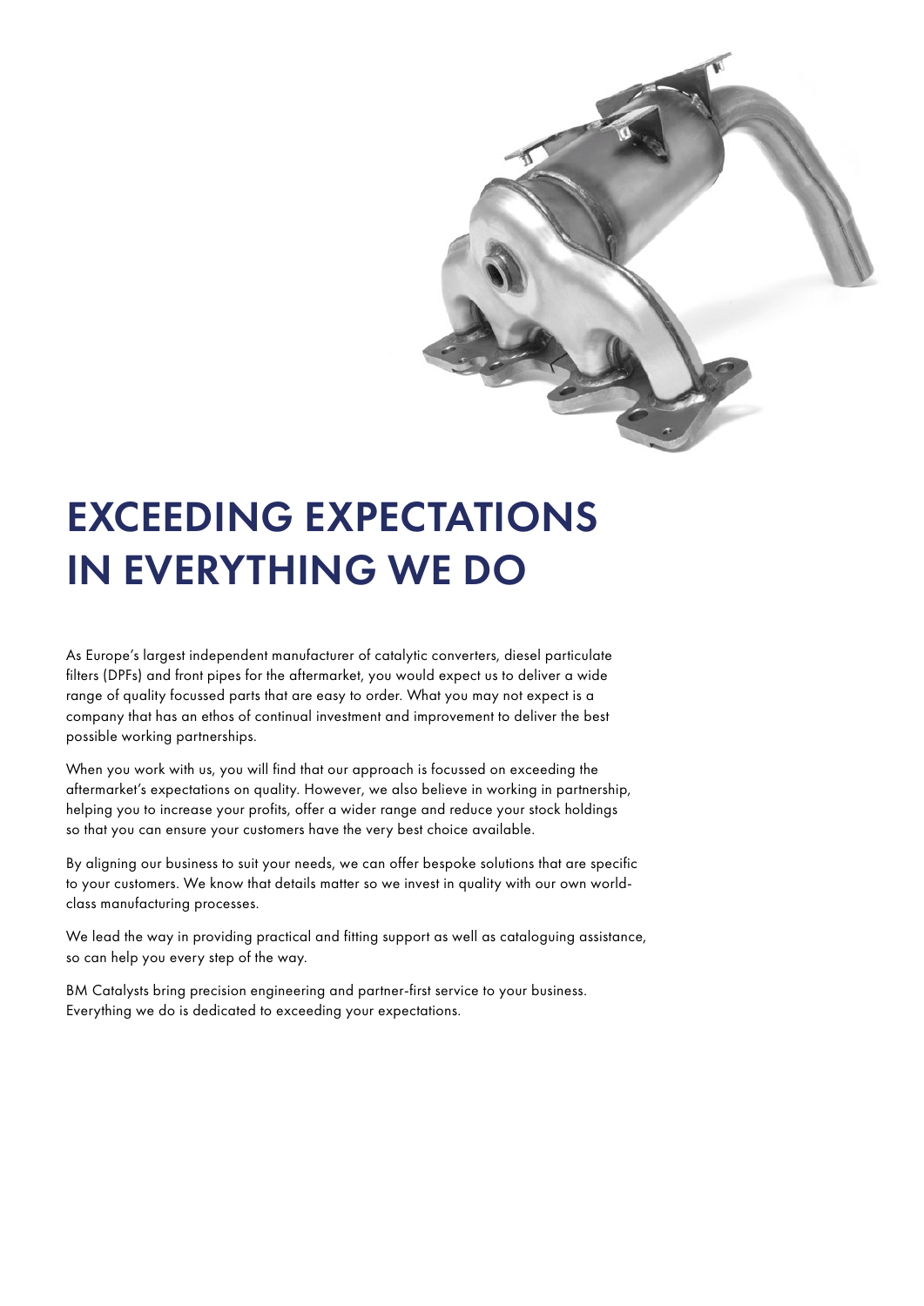# EXCEEDING EXPECTATIONS IN EVERYTHING WE DO

As Europe's largest independent manufacturer of catalytic converters, diesel particulate filters (DPFs) and front pipes for the aftermarket, you would expect us to deliver a wide range of quality focussed parts that are easy to order. What you may not expect is a company that has an ethos of continual investment and improvement to deliver the best possible working partnerships.

When you work with us, you will find that our approach is focussed on exceeding the aftermarket's expectations on quality. However, we also believe in working in partnership, helping you to increase your profits, offer a wider range and reduce your stock holdings so that you can ensure your customers have the very best choice available.

By aligning our business to suit your needs, we can offer bespoke solutions that are specific to your customers. We know that details matter so we invest in quality with our own world-class manufacturing processes.

We lead the way in providing practical and fitting support as well as cataloguing assistance, so can help you every step of the way.

BM Catalysts bring precision engineering and partner-first service to your business. Everything we do is dedicated to exceeding your expectations.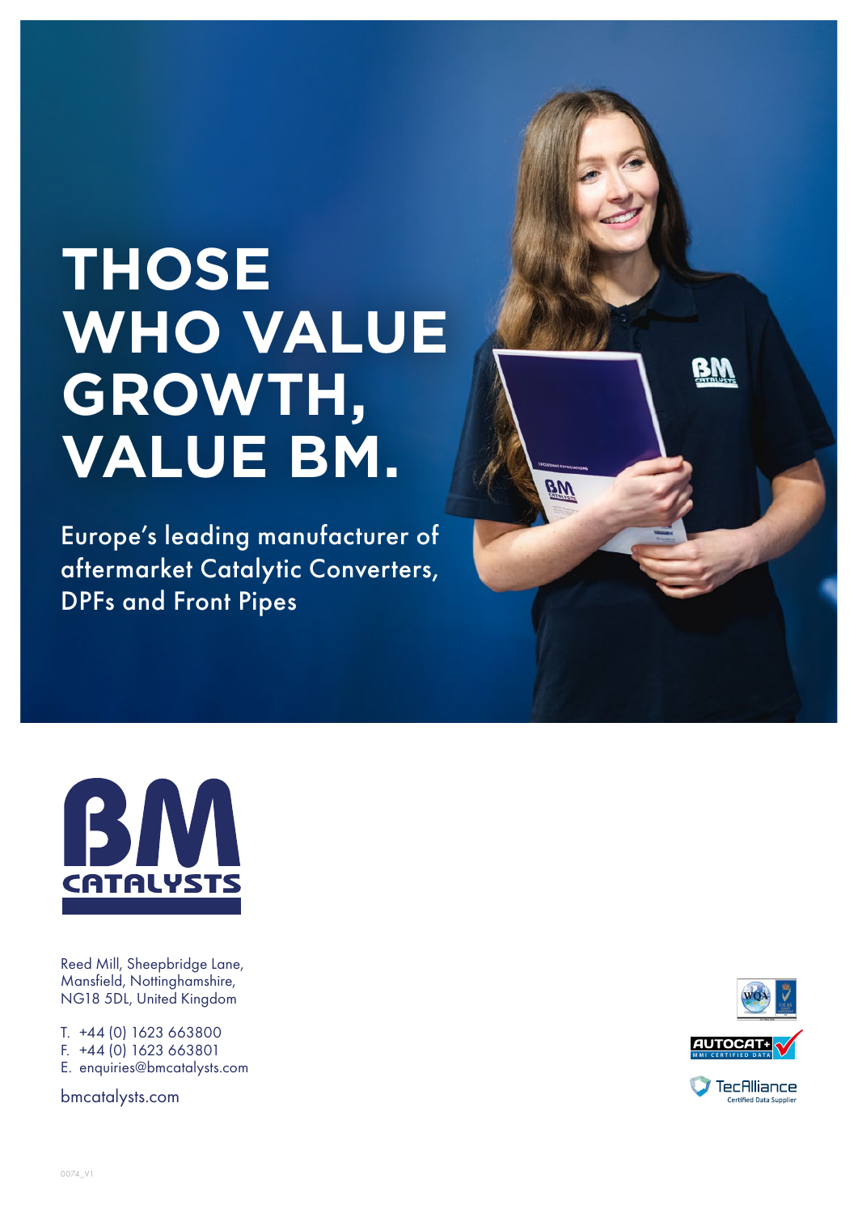# THOSE WHO VALUE GROWTH, VALUE BM.

Europe's leading manufacturer of aftermarket Catalytic Converters, DPFs and Front Pipes

BM CATALYSTS

Reed Mill, Sheepbridge Lane,
Mansfield, Nottinghamshire,
NG18 5DL, United Kingdom

T. +44 (0) 1623 663800
F. +44 (0) 1623 663801
E. enquiries@bmcatalysts.com

bmcatalysts.com

AUTOCAT+ MMI CERTIFIED DATA

TecAlliance Certified Data Supplier

0074_V1